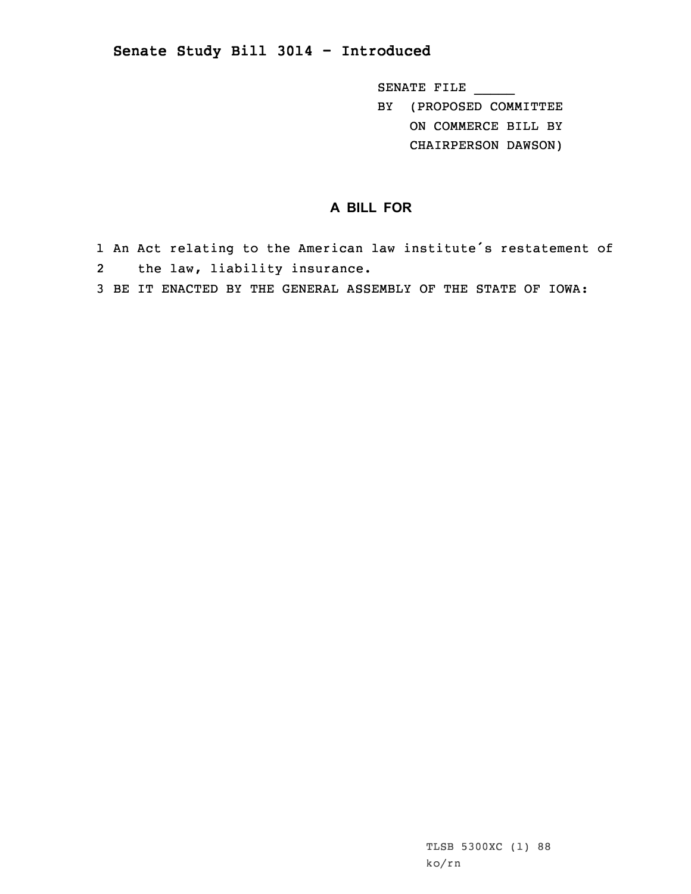# Senate Study Bill 3014 - Introduced

SENATE FILE _____
BY (PROPOSED COMMITTEE
ON COMMERCE BILL BY
CHAIRPERSON DAWSON)

## A BILL FOR

1 An Act relating to the American law institute's restatement of
2 the law, liability insurance.
3 BE IT ENACTED BY THE GENERAL ASSEMBLY OF THE STATE OF IOWA:

TLSB 5300XC (1) 88
ko/rn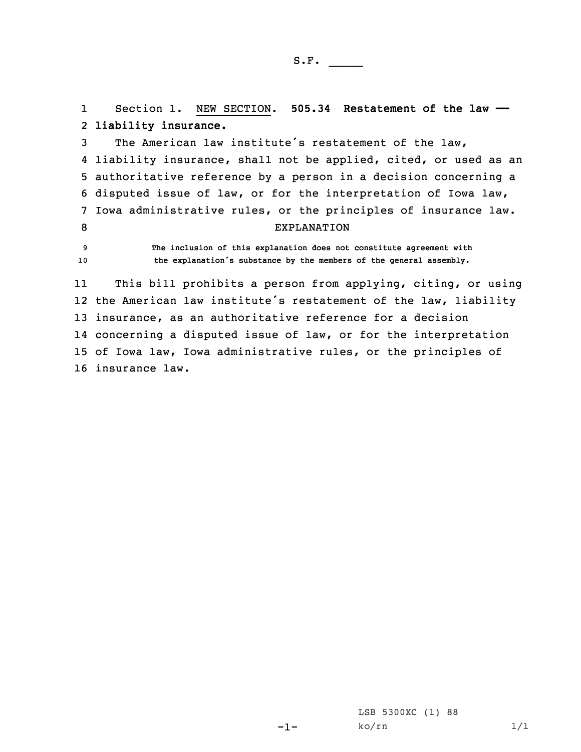S.F. _____

Section 1. NEW SECTION. **505.34 Restatement of the law — liability insurance.**

The American law institute's restatement of the law, liability insurance, shall not be applied, cited, or used as an authoritative reference by a person in a decision concerning a disputed issue of law, or for the interpretation of Iowa law, Iowa administrative rules, or the principles of insurance law.

EXPLANATION

The inclusion of this explanation does not constitute agreement with the explanation's substance by the members of the general assembly.

This bill prohibits a person from applying, citing, or using the American law institute's restatement of the law, liability insurance, as an authoritative reference for a decision concerning a disputed issue of law, or for the interpretation of Iowa law, Iowa administrative rules, or the principles of insurance law.

LSB 5300XC (1) 88
ko/rn